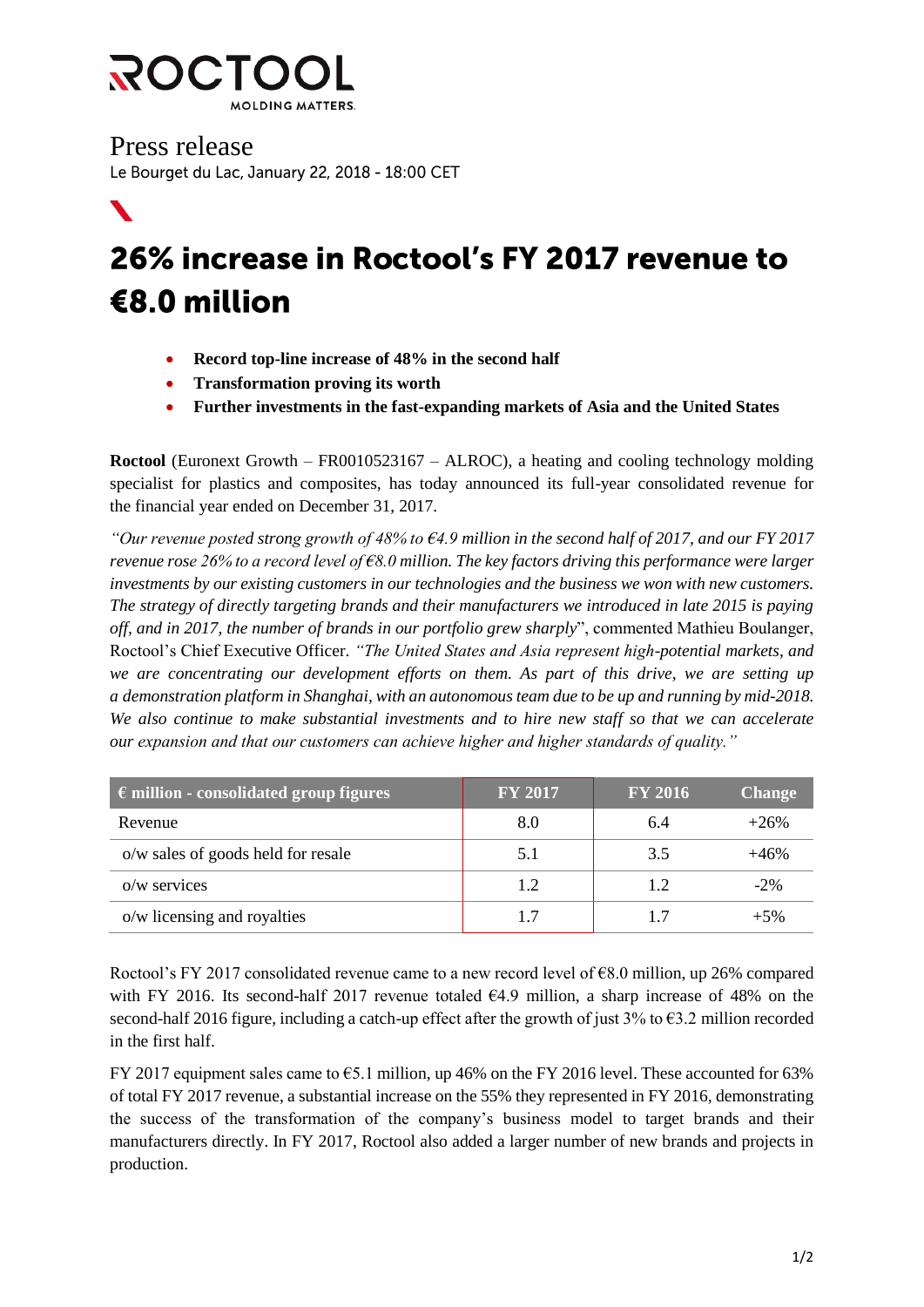# ROCTOOL

MOLDING MATTERS.

Press release

Le Bourget du Lac, January 22, 2018 - 18:00 CET

# 26% increase in Roctool's FY 2017 revenue to €8.0 million

- **Record top-line increase of 48% in the second half**
- **Transformation proving its worth**
- **Further investments in the fast-expanding markets of Asia and the United States**

**Roctool** (Euronext Growth – FR0010523167 – ALROC), a heating and cooling technology molding specialist for plastics and composites, has today announced its full-year consolidated revenue for the financial year ended on December 31, 2017.

*"Our revenue posted strong growth of 48% to €4.9 million in the second half of 2017, and our FY 2017 revenue rose 26% to a record level of €8.0 million. The key factors driving this performance were larger investments by our existing customers in our technologies and the business we won with new customers. The strategy of directly targeting brands and their manufacturers we introduced in late 2015 is paying off, and in 2017, the number of brands in our portfolio grew sharply*", commented Mathieu Boulanger, Roctool's Chief Executive Officer. *"The United States and Asia represent high-potential markets, and we are concentrating our development efforts on them. As part of this drive, we are setting up a demonstration platform in Shanghai, with an autonomous team due to be up and running by mid-2018. We also continue to make substantial investments and to hire new staff so that we can accelerate our expansion and that our customers can achieve higher and higher standards of quality."*

| € million - consolidated group figures | FY 2017 | FY 2016 | Change |
|---|---|---|---|
| Revenue | 8.0 | 6.4 | +26% |
| o/w sales of goods held for resale | 5.1 | 3.5 | +46% |
| o/w services | 1.2 | 1.2 | -2% |
| o/w licensing and royalties | 1.7 | 1.7 | +5% |

Roctool's FY 2017 consolidated revenue came to a new record level of €8.0 million, up 26% compared with FY 2016. Its second-half 2017 revenue totaled €4.9 million, a sharp increase of 48% on the second-half 2016 figure, including a catch-up effect after the growth of just 3% to €3.2 million recorded in the first half.

FY 2017 equipment sales came to €5.1 million, up 46% on the FY 2016 level. These accounted for 63% of total FY 2017 revenue, a substantial increase on the 55% they represented in FY 2016, demonstrating the success of the transformation of the company's business model to target brands and their manufacturers directly. In FY 2017, Roctool also added a larger number of new brands and projects in production.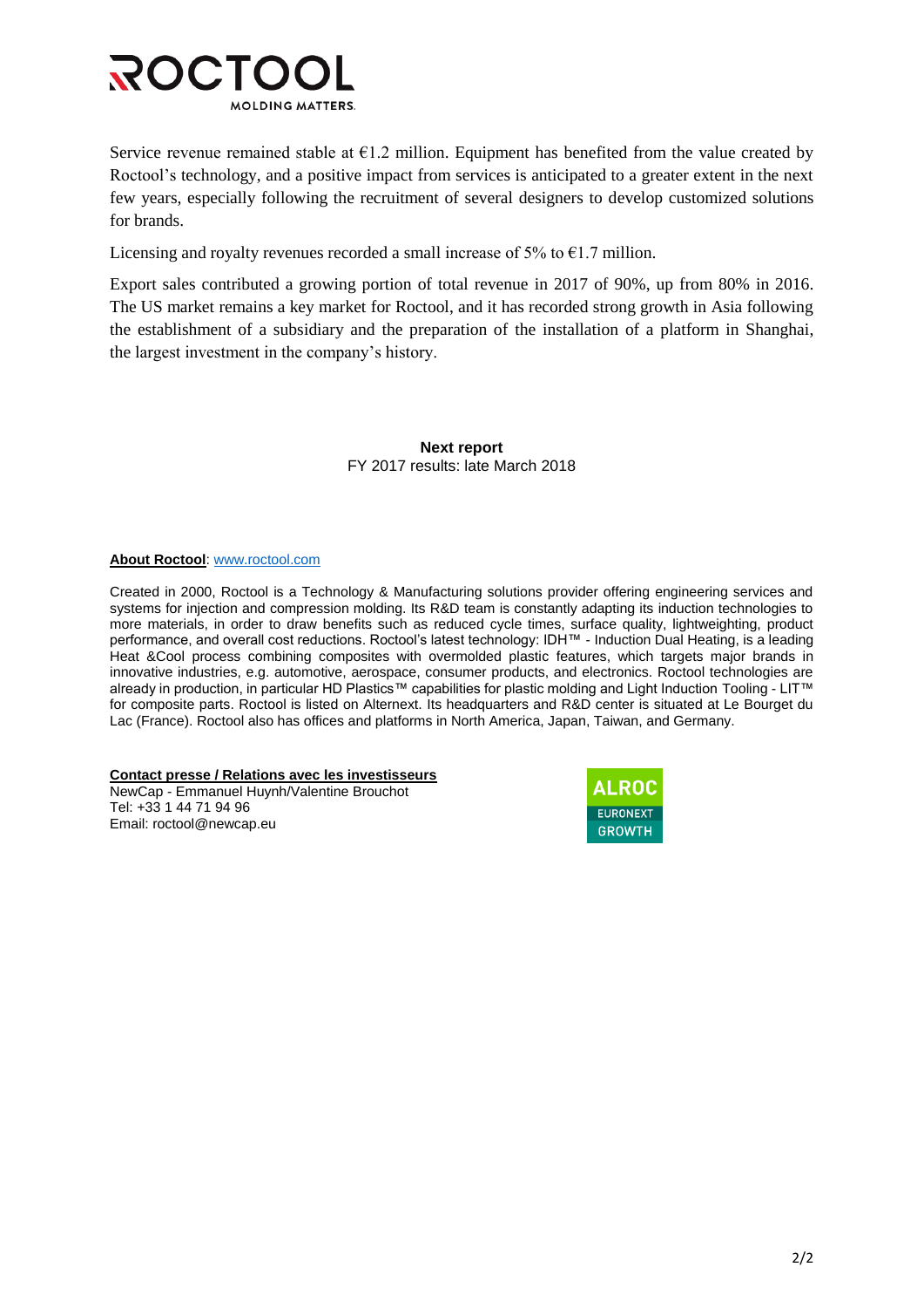Service revenue remained stable at €1.2 million. Equipment has benefited from the value created by Roctool's technology, and a positive impact from services is anticipated to a greater extent in the next few years, especially following the recruitment of several designers to develop customized solutions for brands.

Licensing and royalty revenues recorded a small increase of 5% to €1.7 million.

Export sales contributed a growing portion of total revenue in 2017 of 90%, up from 80% in 2016. The US market remains a key market for Roctool, and it has recorded strong growth in Asia following the establishment of a subsidiary and the preparation of the installation of a platform in Shanghai, the largest investment in the company's history.

**Next report**
FY 2017 results: late March 2018

**About Roctool**: www.roctool.com

Created in 2000, Roctool is a Technology & Manufacturing solutions provider offering engineering services and systems for injection and compression molding. Its R&D team is constantly adapting its induction technologies to more materials, in order to draw benefits such as reduced cycle times, surface quality, lightweighting, product performance, and overall cost reductions. Roctool's latest technology: IDH™ - Induction Dual Heating, is a leading Heat &Cool process combining composites with overmolded plastic features, which targets major brands in innovative industries, e.g. automotive, aerospace, consumer products, and electronics. Roctool technologies are already in production, in particular HD Plastics™ capabilities for plastic molding and Light Induction Tooling - LIT™ for composite parts. Roctool is listed on Alternext. Its headquarters and R&D center is situated at Le Bourget du Lac (France). Roctool also has offices and platforms in North America, Japan, Taiwan, and Germany.

**Contact presse / Relations avec les investisseurs**
NewCap - Emmanuel Huynh/Valentine Brouchot
Tel: +33 1 44 71 94 96
Email: roctool@newcap.eu

ALROC
EURONEXT
GROWTH